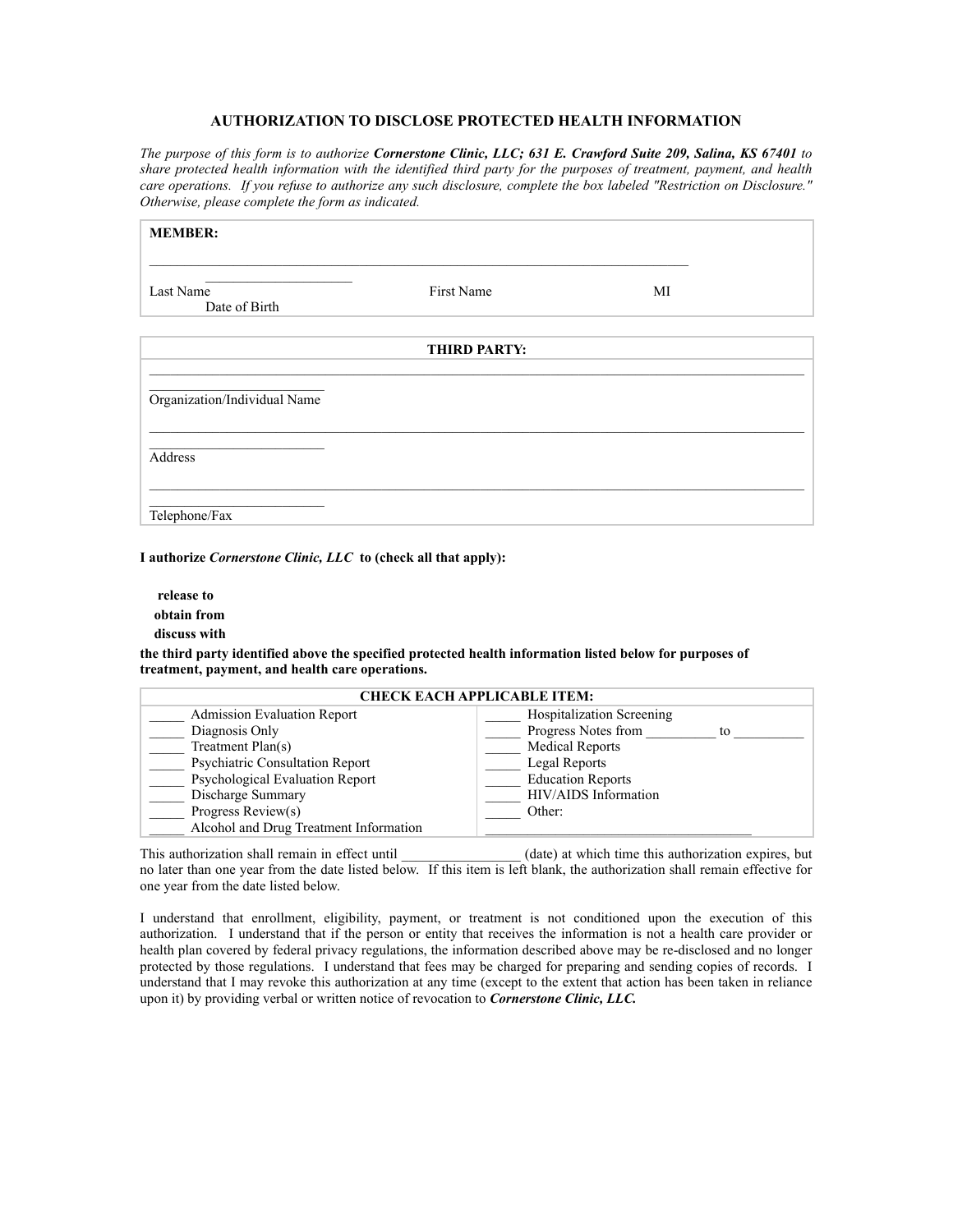## AUTHORIZATION TO DISCLOSE PROTECTED HEALTH INFORMATION

*The purpose of this form is to authorize* ***Cornerstone Clinic, LLC; 631 E. Crawford Suite 209, Salina, KS 67401*** *to share protected health information with the identified third party for the purposes of treatment, payment, and health care operations. If you refuse to authorize any such disclosure, complete the box labeled "Restriction on Disclosure." Otherwise, please complete the form as indicated.*

**MEMBER:**

______________________________________________________________________________ ____________________

Last Name First Name MI Date of Birth

**THIRD PARTY:**

____________________________________________________________________________________________

Organization/Individual Name

____________________________________________________________________________________________

Address

____________________________________________________________________________________________

Telephone/Fax

**I authorize *Cornerstone Clinic, LLC* to (check all that apply):**

**release to**
**obtain from**
**discuss with**

**the third party identified above the specified protected health information listed below for purposes of treatment, payment, and health care operations.**

| CHECK EACH APPLICABLE ITEM: | |
|---|---|
| _____ Admission Evaluation Report | _____ Hospitalization Screening |
| _____ Diagnosis Only | _____ Progress Notes from __________ to __________ |
| _____ Treatment Plan(s) | _____ Medical Reports |
| _____ Psychiatric Consultation Report | _____ Legal Reports |
| _____ Psychological Evaluation Report | _____ Education Reports |
| _____ Discharge Summary | _____ HIV/AIDS Information |
| _____ Progress Review(s) | _____ Other: |
| _____ Alcohol and Drug Treatment Information | ______________________________________ |

This authorization shall remain in effect until ________________ (date) at which time this authorization expires, but no later than one year from the date listed below. If this item is left blank, the authorization shall remain effective for one year from the date listed below.

I understand that enrollment, eligibility, payment, or treatment is not conditioned upon the execution of this authorization. I understand that if the person or entity that receives the information is not a health care provider or health plan covered by federal privacy regulations, the information described above may be re-disclosed and no longer protected by those regulations. I understand that fees may be charged for preparing and sending copies of records. I understand that I may revoke this authorization at any time (except to the extent that action has been taken in reliance upon it) by providing verbal or written notice of revocation to ***Cornerstone Clinic, LLC.***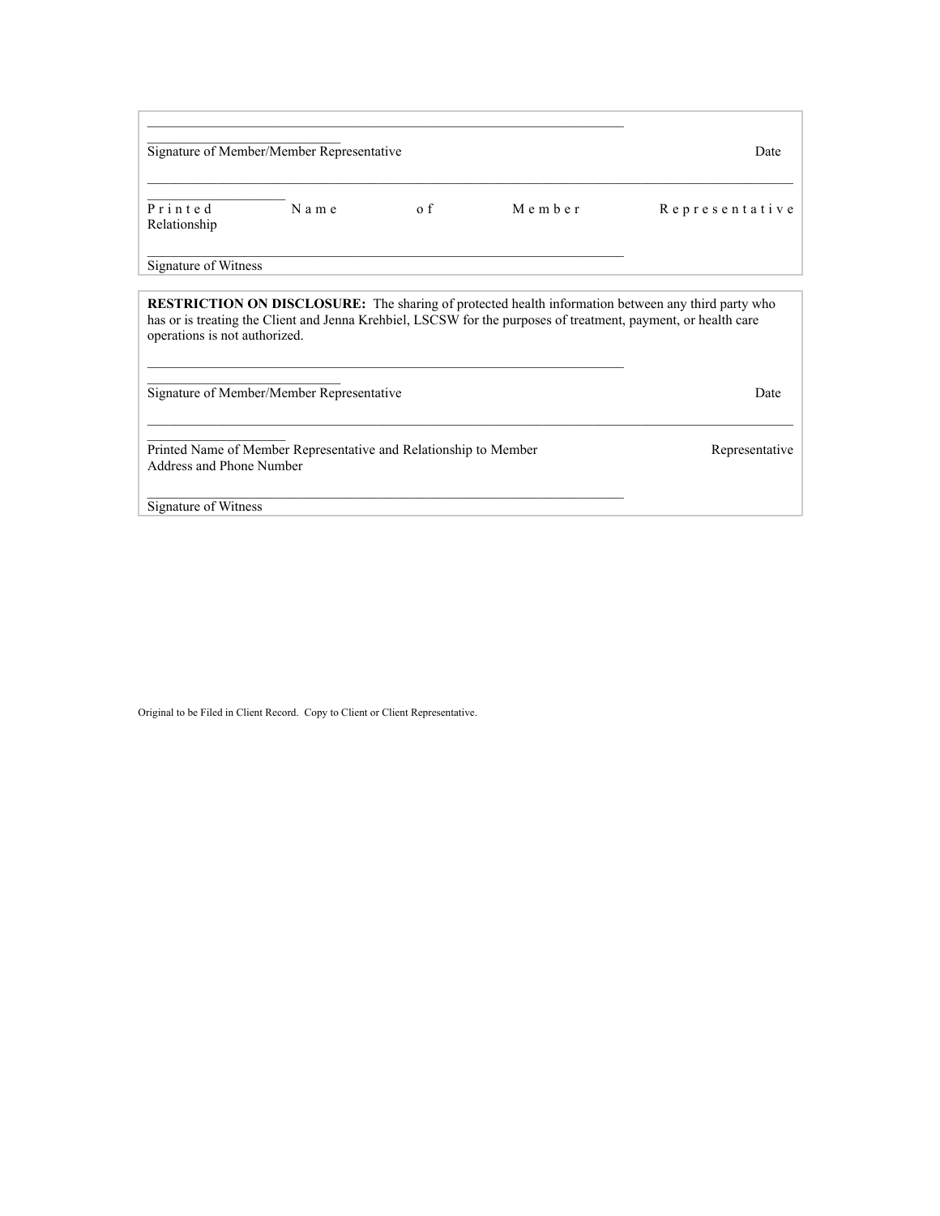\_\_\_\_\_\_\_\_\_\_\_\_\_\_\_\_\_\_\_\_\_\_\_\_\_\_\_\_\_\_\_\_\_\_\_\_\_\_\_\_\_\_\_\_\_\_\_\_\_\_\_\_\_\_\_\_\_\_\_\_\_\_\_\_\_\_\_\_\_\_\_\_\_\_\_\_\_\_\_\_\_\_\_\_\_\_\_\_\_\_\_\_\_\_\_\_\_\_\_\_\_\_\_

Signature of Member/Member Representative — Date

\_\_\_\_\_\_\_\_\_\_\_\_\_\_\_\_\_\_\_\_\_\_\_\_\_\_\_\_\_\_\_\_\_\_\_\_\_\_\_\_\_\_\_\_\_\_\_\_\_\_\_\_\_\_\_\_\_\_\_\_\_\_\_\_\_\_\_\_\_\_\_\_\_\_\_\_\_\_\_\_\_\_\_\_\_\_\_\_\_\_\_\_\_\_\_\_\_\_\_\_\_\_\_

Printed Name of Member Representative Relationship

\_\_\_\_\_\_\_\_\_\_\_\_\_\_\_\_\_\_\_\_\_\_\_\_\_\_\_\_\_\_\_\_\_\_\_\_\_\_\_\_\_\_\_\_\_\_\_\_\_\_\_\_\_\_\_\_\_\_\_\_\_\_\_\_\_\_\_\_\_\_\_\_\_\_\_\_\_\_\_

Signature of Witness

**RESTRICTION ON DISCLOSURE:** The sharing of protected health information between any third party who has or is treating the Client and Jenna Krehbiel, LSCSW for the purposes of treatment, payment, or health care operations is not authorized.

\_\_\_\_\_\_\_\_\_\_\_\_\_\_\_\_\_\_\_\_\_\_\_\_\_\_\_\_\_\_\_\_\_\_\_\_\_\_\_\_\_\_\_\_\_\_\_\_\_\_\_\_\_\_\_\_\_\_\_\_\_\_\_\_\_\_\_\_\_\_\_\_\_\_\_\_\_\_\_\_\_\_\_\_\_\_\_\_\_\_\_\_\_\_\_\_\_\_\_\_\_\_\_

Signature of Member/Member Representative — Date

\_\_\_\_\_\_\_\_\_\_\_\_\_\_\_\_\_\_\_\_\_\_\_\_\_\_\_\_\_\_\_\_\_\_\_\_\_\_\_\_\_\_\_\_\_\_\_\_\_\_\_\_\_\_\_\_\_\_\_\_\_\_\_\_\_\_\_\_\_\_\_\_\_\_\_\_\_\_\_\_\_\_\_\_\_\_\_\_\_\_\_\_\_\_\_\_\_\_\_\_\_\_\_

Printed Name of Member Representative and Relationship to Member — Representative Address and Phone Number

\_\_\_\_\_\_\_\_\_\_\_\_\_\_\_\_\_\_\_\_\_\_\_\_\_\_\_\_\_\_\_\_\_\_\_\_\_\_\_\_\_\_\_\_\_\_\_\_\_\_\_\_\_\_\_\_\_\_\_\_\_\_\_\_\_\_\_\_\_\_\_\_\_\_\_\_\_\_\_

Signature of Witness

Original to be Filed in Client Record. Copy to Client or Client Representative.